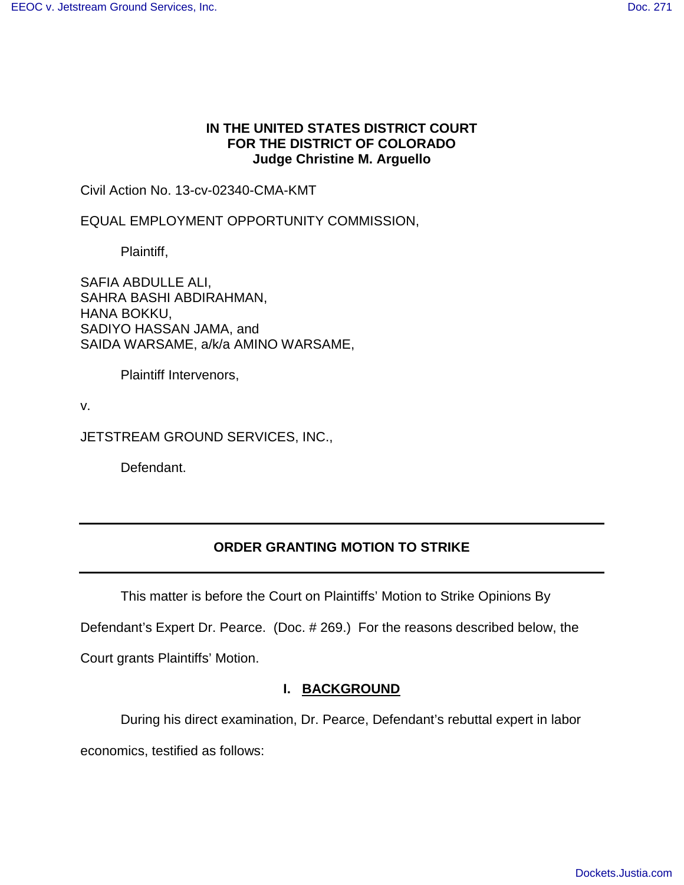**IN THE UNITED STATES DISTRICT COURT**
**FOR THE DISTRICT OF COLORADO**
**Judge Christine M. Arguello**

Civil Action No. 13-cv-02340-CMA-KMT

EQUAL EMPLOYMENT OPPORTUNITY COMMISSION,

Plaintiff,

SAFIA ABDULLE ALI,
SAHRA BASHI ABDIRAHMAN,
HANA BOKKU,
SADIYO HASSAN JAMA, and
SAIDA WARSAME, a/k/a AMINO WARSAME,

Plaintiff Intervenors,

v.

JETSTREAM GROUND SERVICES, INC.,

Defendant.

---

**ORDER GRANTING MOTION TO STRIKE**

---

This matter is before the Court on Plaintiffs' Motion to Strike Opinions By Defendant's Expert Dr. Pearce. (Doc. # 269.) For the reasons described below, the Court grants Plaintiffs' Motion.

## I. BACKGROUND

During his direct examination, Dr. Pearce, Defendant's rebuttal expert in labor economics, testified as follows: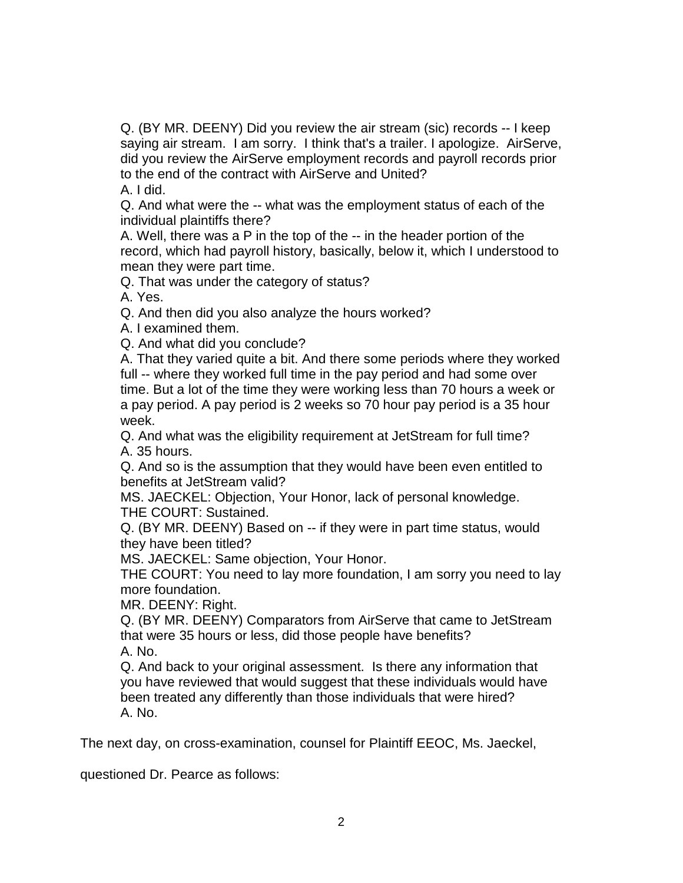Q. (BY MR. DEENY) Did you review the air stream (sic) records -- I keep saying air stream. I am sorry. I think that's a trailer. I apologize. AirServe, did you review the AirServe employment records and payroll records prior to the end of the contract with AirServe and United?

A. I did.

Q. And what were the -- what was the employment status of each of the individual plaintiffs there?

A. Well, there was a P in the top of the -- in the header portion of the record, which had payroll history, basically, below it, which I understood to mean they were part time.

Q. That was under the category of status?

A. Yes.

Q. And then did you also analyze the hours worked?

A. I examined them.

Q. And what did you conclude?

A. That they varied quite a bit. And there some periods where they worked full -- where they worked full time in the pay period and had some over time. But a lot of the time they were working less than 70 hours a week or a pay period. A pay period is 2 weeks so 70 hour pay period is a 35 hour week.

Q. And what was the eligibility requirement at JetStream for full time?

A. 35 hours.

Q. And so is the assumption that they would have been even entitled to benefits at JetStream valid?

MS. JAECKEL: Objection, Your Honor, lack of personal knowledge.

THE COURT: Sustained.

Q. (BY MR. DEENY) Based on -- if they were in part time status, would they have been titled?

MS. JAECKEL: Same objection, Your Honor.

THE COURT: You need to lay more foundation, I am sorry you need to lay more foundation.

MR. DEENY: Right.

Q. (BY MR. DEENY) Comparators from AirServe that came to JetStream that were 35 hours or less, did those people have benefits?

A. No.

Q. And back to your original assessment. Is there any information that you have reviewed that would suggest that these individuals would have been treated any differently than those individuals that were hired?

A. No.

The next day, on cross-examination, counsel for Plaintiff EEOC, Ms. Jaeckel, questioned Dr. Pearce as follows: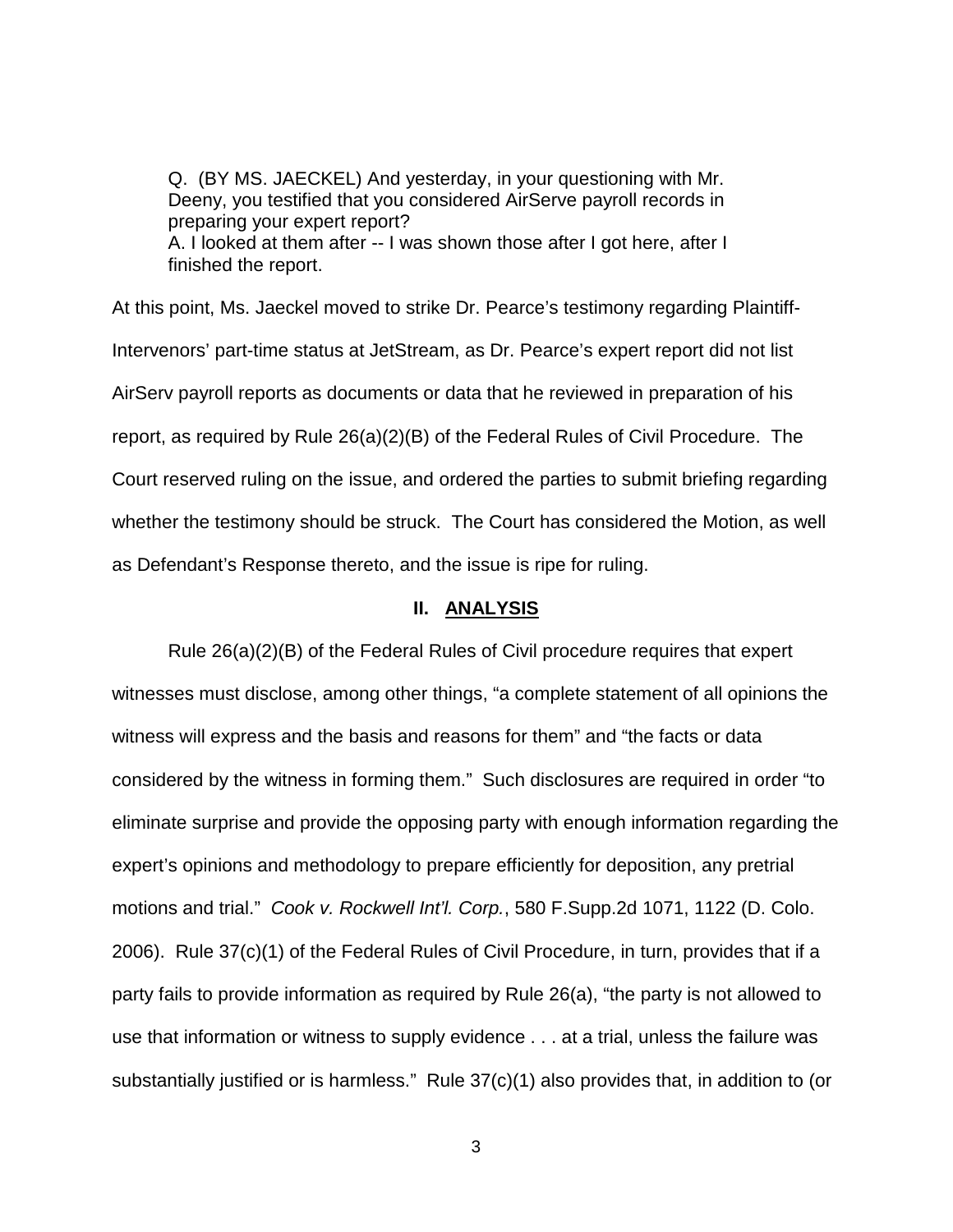> Q. (BY MS. JAECKEL) And yesterday, in your questioning with Mr. Deeny, you testified that you considered AirServe payroll records in preparing your expert report?
> A. I looked at them after -- I was shown those after I got here, after I finished the report.

At this point, Ms. Jaeckel moved to strike Dr. Pearce's testimony regarding Plaintiff-Intervenors' part-time status at JetStream, as Dr. Pearce's expert report did not list AirServ payroll reports as documents or data that he reviewed in preparation of his report, as required by Rule 26(a)(2)(B) of the Federal Rules of Civil Procedure. The Court reserved ruling on the issue, and ordered the parties to submit briefing regarding whether the testimony should be struck. The Court has considered the Motion, as well as Defendant's Response thereto, and the issue is ripe for ruling.

## II. ANALYSIS

Rule 26(a)(2)(B) of the Federal Rules of Civil procedure requires that expert witnesses must disclose, among other things, "a complete statement of all opinions the witness will express and the basis and reasons for them" and "the facts or data considered by the witness in forming them." Such disclosures are required in order "to eliminate surprise and provide the opposing party with enough information regarding the expert's opinions and methodology to prepare efficiently for deposition, any pretrial motions and trial." *Cook v. Rockwell Int'l. Corp.*, 580 F.Supp.2d 1071, 1122 (D. Colo. 2006). Rule 37(c)(1) of the Federal Rules of Civil Procedure, in turn, provides that if a party fails to provide information as required by Rule 26(a), "the party is not allowed to use that information or witness to supply evidence . . . at a trial, unless the failure was substantially justified or is harmless." Rule 37(c)(1) also provides that, in addition to (or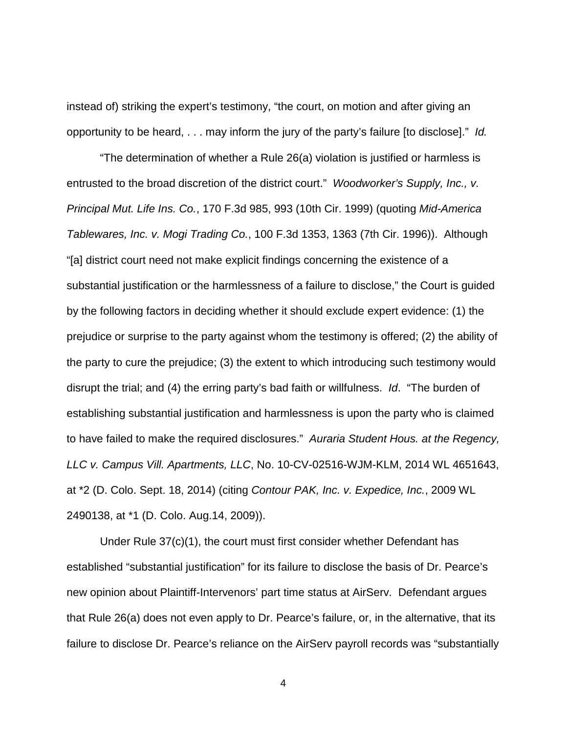instead of) striking the expert's testimony, "the court, on motion and after giving an opportunity to be heard, . . . may inform the jury of the party's failure [to disclose]." *Id.*

"The determination of whether a Rule 26(a) violation is justified or harmless is entrusted to the broad discretion of the district court." *Woodworker's Supply, Inc., v. Principal Mut. Life Ins. Co.*, 170 F.3d 985, 993 (10th Cir. 1999) (quoting *Mid-America Tablewares, Inc. v. Mogi Trading Co.*, 100 F.3d 1353, 1363 (7th Cir. 1996)). Although "[a] district court need not make explicit findings concerning the existence of a substantial justification or the harmlessness of a failure to disclose," the Court is guided by the following factors in deciding whether it should exclude expert evidence: (1) the prejudice or surprise to the party against whom the testimony is offered; (2) the ability of the party to cure the prejudice; (3) the extent to which introducing such testimony would disrupt the trial; and (4) the erring party's bad faith or willfulness. *Id*. "The burden of establishing substantial justification and harmlessness is upon the party who is claimed to have failed to make the required disclosures." *Auraria Student Hous. at the Regency, LLC v. Campus Vill. Apartments, LLC*, No. 10-CV-02516-WJM-KLM, 2014 WL 4651643, at *2 (D. Colo. Sept. 18, 2014) (citing *Contour PAK, Inc. v. Expedice, Inc.*, 2009 WL 2490138, at *1 (D. Colo. Aug.14, 2009)).

Under Rule 37(c)(1), the court must first consider whether Defendant has established "substantial justification" for its failure to disclose the basis of Dr. Pearce's new opinion about Plaintiff-Intervenors' part time status at AirServ. Defendant argues that Rule 26(a) does not even apply to Dr. Pearce's failure, or, in the alternative, that its failure to disclose Dr. Pearce's reliance on the AirServ payroll records was "substantially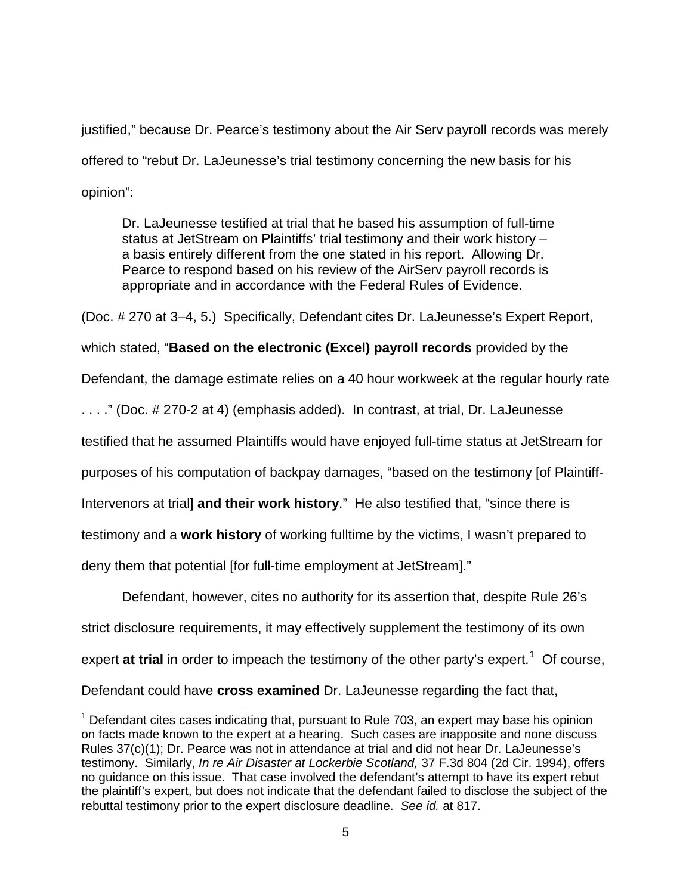justified," because Dr. Pearce's testimony about the Air Serv payroll records was merely offered to "rebut Dr. LaJeunesse's trial testimony concerning the new basis for his opinion":

> Dr. LaJeunesse testified at trial that he based his assumption of full-time status at JetStream on Plaintiffs' trial testimony and their work history – a basis entirely different from the one stated in his report. Allowing Dr. Pearce to respond based on his review of the AirServ payroll records is appropriate and in accordance with the Federal Rules of Evidence.

(Doc. # 270 at 3–4, 5.) Specifically, Defendant cites Dr. LaJeunesse's Expert Report, which stated, "**Based on the electronic (Excel) payroll records** provided by the Defendant, the damage estimate relies on a 40 hour workweek at the regular hourly rate . . . ." (Doc. # 270-2 at 4) (emphasis added). In contrast, at trial, Dr. LaJeunesse testified that he assumed Plaintiffs would have enjoyed full-time status at JetStream for purposes of his computation of backpay damages, "based on the testimony [of Plaintiff-Intervenors at trial] **and their work history**." He also testified that, "since there is testimony and a **work history** of working fulltime by the victims, I wasn't prepared to deny them that potential [for full-time employment at JetStream]."

Defendant, however, cites no authority for its assertion that, despite Rule 26's strict disclosure requirements, it may effectively supplement the testimony of its own expert **at trial** in order to impeach the testimony of the other party's expert.[1] Of course, Defendant could have **cross examined** Dr. LaJeunesse regarding the fact that,

---

[1] Defendant cites cases indicating that, pursuant to Rule 703, an expert may base his opinion on facts made known to the expert at a hearing. Such cases are inapposite and none discuss Rules 37(c)(1); Dr. Pearce was not in attendance at trial and did not hear Dr. LaJeunesse's testimony. Similarly, *In re Air Disaster at Lockerbie Scotland,* 37 F.3d 804 (2d Cir. 1994), offers no guidance on this issue. That case involved the defendant's attempt to have its expert rebut the plaintiff's expert, but does not indicate that the defendant failed to disclose the subject of the rebuttal testimony prior to the expert disclosure deadline. *See id.* at 817.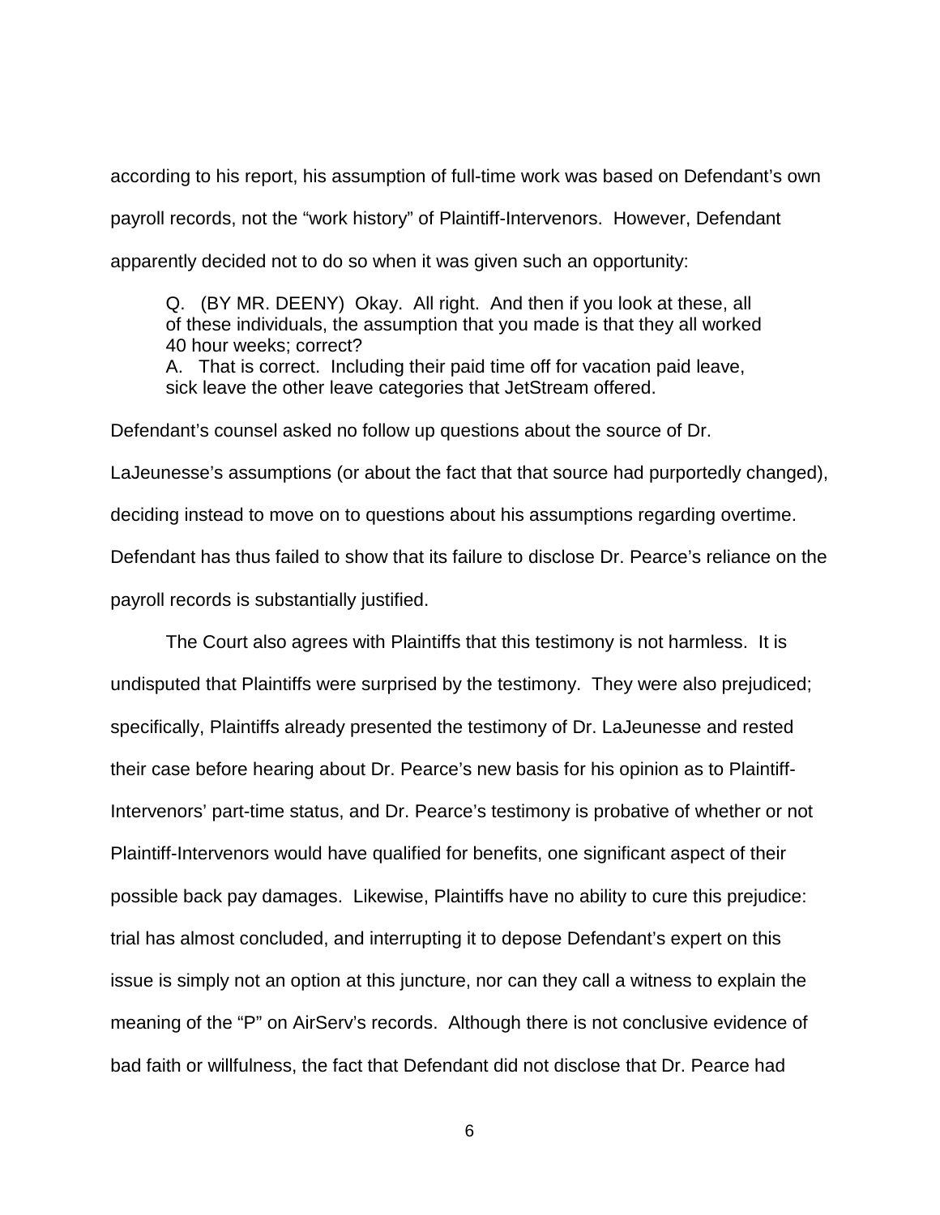according to his report, his assumption of full-time work was based on Defendant's own payroll records, not the "work history" of Plaintiff-Intervenors. However, Defendant apparently decided not to do so when it was given such an opportunity:

> Q. (BY MR. DEENY) Okay. All right. And then if you look at these, all of these individuals, the assumption that you made is that they all worked 40 hour weeks; correct?
> A. That is correct. Including their paid time off for vacation paid leave, sick leave the other leave categories that JetStream offered.

Defendant's counsel asked no follow up questions about the source of Dr. LaJeunesse's assumptions (or about the fact that that source had purportedly changed), deciding instead to move on to questions about his assumptions regarding overtime. Defendant has thus failed to show that its failure to disclose Dr. Pearce's reliance on the payroll records is substantially justified.

The Court also agrees with Plaintiffs that this testimony is not harmless. It is undisputed that Plaintiffs were surprised by the testimony. They were also prejudiced; specifically, Plaintiffs already presented the testimony of Dr. LaJeunesse and rested their case before hearing about Dr. Pearce's new basis for his opinion as to Plaintiff-Intervenors' part-time status, and Dr. Pearce's testimony is probative of whether or not Plaintiff-Intervenors would have qualified for benefits, one significant aspect of their possible back pay damages. Likewise, Plaintiffs have no ability to cure this prejudice: trial has almost concluded, and interrupting it to depose Defendant's expert on this issue is simply not an option at this juncture, nor can they call a witness to explain the meaning of the "P" on AirServ's records. Although there is not conclusive evidence of bad faith or willfulness, the fact that Defendant did not disclose that Dr. Pearce had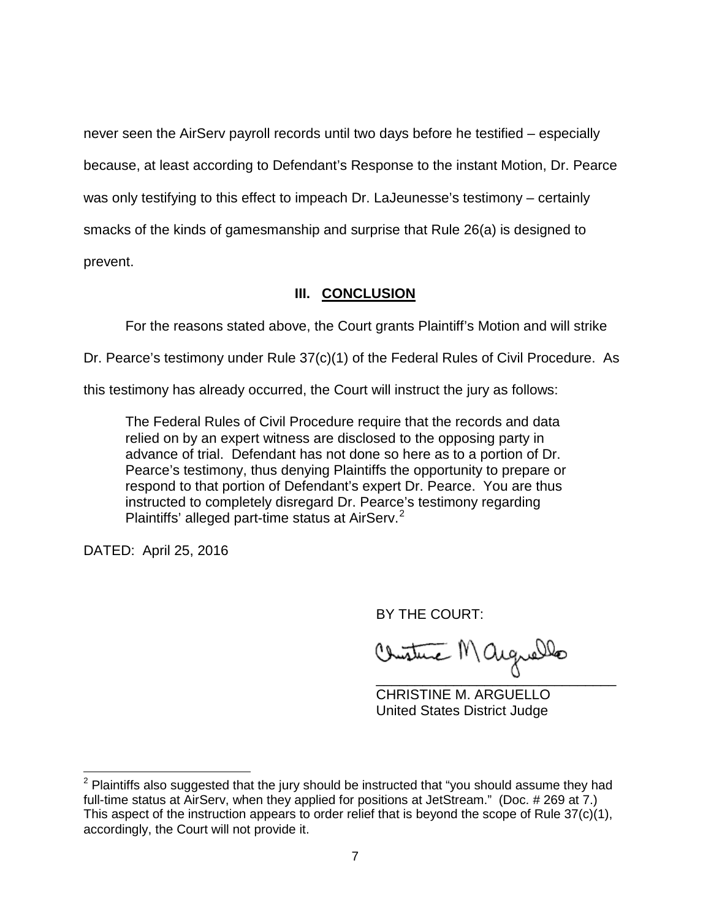never seen the AirServ payroll records until two days before he testified – especially because, at least according to Defendant's Response to the instant Motion, Dr. Pearce was only testifying to this effect to impeach Dr. LaJeunesse's testimony – certainly smacks of the kinds of gamesmanship and surprise that Rule 26(a) is designed to prevent.

## III. CONCLUSION

For the reasons stated above, the Court grants Plaintiff's Motion and will strike Dr. Pearce's testimony under Rule 37(c)(1) of the Federal Rules of Civil Procedure. As this testimony has already occurred, the Court will instruct the jury as follows:

> The Federal Rules of Civil Procedure require that the records and data relied on by an expert witness are disclosed to the opposing party in advance of trial. Defendant has not done so here as to a portion of Dr. Pearce's testimony, thus denying Plaintiffs the opportunity to prepare or respond to that portion of Defendant's expert Dr. Pearce. You are thus instructed to completely disregard Dr. Pearce's testimony regarding Plaintiffs' alleged part-time status at AirServ.[2]

DATED: April 25, 2016

BY THE COURT:

CHRISTINE M. ARGUELLO
United States District Judge

---

[2] Plaintiffs also suggested that the jury should be instructed that "you should assume they had full-time status at AirServ, when they applied for positions at JetStream." (Doc. # 269 at 7.) This aspect of the instruction appears to order relief that is beyond the scope of Rule 37(c)(1), accordingly, the Court will not provide it.